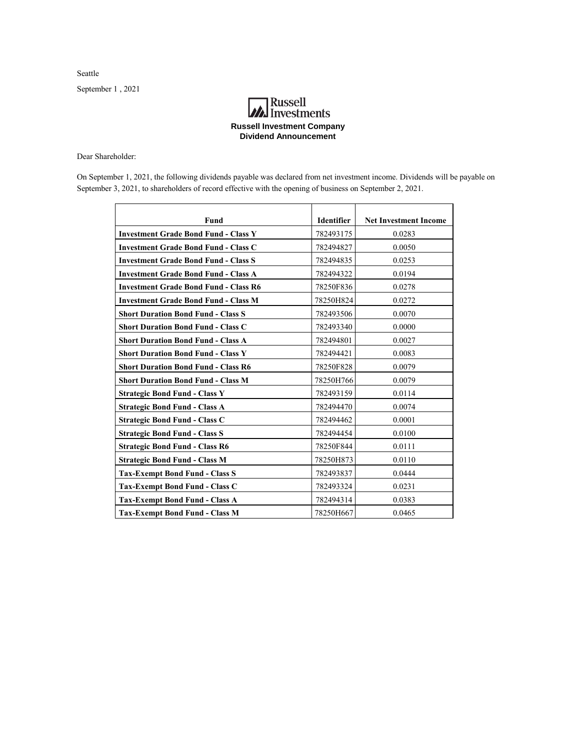Seattle

September 1 , 2021

Russell Investments

**Russell Investment Company**
**Dividend Announcement**

Dear Shareholder:

On September 1, 2021, the following dividends payable was declared from net investment income. Dividends will be payable on September 3, 2021, to shareholders of record effective with the opening of business on September 2, 2021.

| Fund | Identifier | Net Investment Income |
|---|---|---|
| **Investment Grade Bond Fund - Class Y** | 782493175 | 0.0283 |
| **Investment Grade Bond Fund - Class C** | 782494827 | 0.0050 |
| **Investment Grade Bond Fund - Class S** | 782494835 | 0.0253 |
| **Investment Grade Bond Fund - Class A** | 782494322 | 0.0194 |
| **Investment Grade Bond Fund - Class R6** | 78250F836 | 0.0278 |
| **Investment Grade Bond Fund - Class M** | 78250H824 | 0.0272 |
| **Short Duration Bond Fund - Class S** | 782493506 | 0.0070 |
| **Short Duration Bond Fund - Class C** | 782493340 | 0.0000 |
| **Short Duration Bond Fund - Class A** | 782494801 | 0.0027 |
| **Short Duration Bond Fund - Class Y** | 782494421 | 0.0083 |
| **Short Duration Bond Fund - Class R6** | 78250F828 | 0.0079 |
| **Short Duration Bond Fund - Class M** | 78250H766 | 0.0079 |
| **Strategic Bond Fund - Class Y** | 782493159 | 0.0114 |
| **Strategic Bond Fund - Class A** | 782494470 | 0.0074 |
| **Strategic Bond Fund - Class C** | 782494462 | 0.0001 |
| **Strategic Bond Fund - Class S** | 782494454 | 0.0100 |
| **Strategic Bond Fund - Class R6** | 78250F844 | 0.0111 |
| **Strategic Bond Fund - Class M** | 78250H873 | 0.0110 |
| **Tax-Exempt Bond Fund - Class S** | 782493837 | 0.0444 |
| **Tax-Exempt Bond Fund - Class C** | 782493324 | 0.0231 |
| **Tax-Exempt Bond Fund - Class A** | 782494314 | 0.0383 |
| **Tax-Exempt Bond Fund - Class M** | 78250H667 | 0.0465 |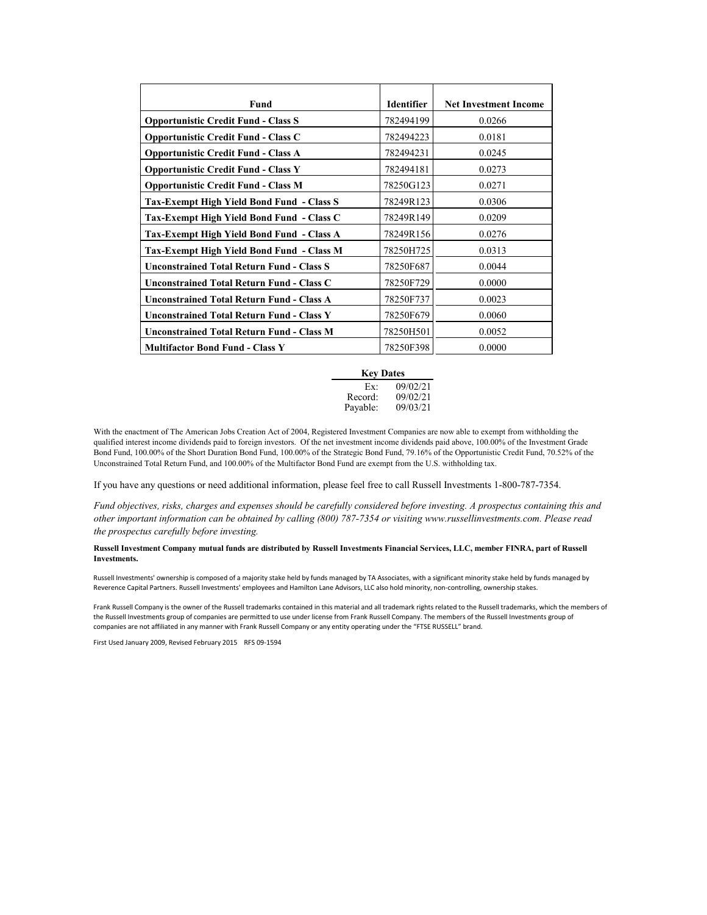| Fund | Identifier | Net Investment Income |
| --- | --- | --- |
| **Opportunistic Credit Fund - Class S** | 782494199 | 0.0266 |
| **Opportunistic Credit Fund - Class C** | 782494223 | 0.0181 |
| **Opportunistic Credit Fund - Class A** | 782494231 | 0.0245 |
| **Opportunistic Credit Fund - Class Y** | 782494181 | 0.0273 |
| **Opportunistic Credit Fund - Class M** | 78250G123 | 0.0271 |
| **Tax-Exempt High Yield Bond Fund - Class S** | 78249R123 | 0.0306 |
| **Tax-Exempt High Yield Bond Fund - Class C** | 78249R149 | 0.0209 |
| **Tax-Exempt High Yield Bond Fund - Class A** | 78249R156 | 0.0276 |
| **Tax-Exempt High Yield Bond Fund - Class M** | 78250H725 | 0.0313 |
| **Unconstrained Total Return Fund - Class S** | 78250F687 | 0.0044 |
| **Unconstrained Total Return Fund - Class C** | 78250F729 | 0.0000 |
| **Unconstrained Total Return Fund - Class A** | 78250F737 | 0.0023 |
| **Unconstrained Total Return Fund - Class Y** | 78250F679 | 0.0060 |
| **Unconstrained Total Return Fund - Class M** | 78250H501 | 0.0052 |
| **Multifactor Bond Fund - Class Y** | 78250F398 | 0.0000 |

| **Key Dates** | |
| --- | --- |
| Ex: | 09/02/21 |
| Record: | 09/02/21 |
| Payable: | 09/03/21 |

With the enactment of The American Jobs Creation Act of 2004, Registered Investment Companies are now able to exempt from withholding the qualified interest income dividends paid to foreign investors. Of the net investment income dividends paid above, 100.00% of the Investment Grade Bond Fund, 100.00% of the Short Duration Bond Fund, 100.00% of the Strategic Bond Fund, 79.16% of the Opportunistic Credit Fund, 70.52% of the Unconstrained Total Return Fund, and 100.00% of the Multifactor Bond Fund are exempt from the U.S. withholding tax.

If you have any questions or need additional information, please feel free to call Russell Investments 1-800-787-7354.

*Fund objectives, risks, charges and expenses should be carefully considered before investing. A prospectus containing this and other important information can be obtained by calling (800) 787-7354 or visiting www.russellinvestments.com. Please read the prospectus carefully before investing.*

**Russell Investment Company mutual funds are distributed by Russell Investments Financial Services, LLC, member FINRA, part of Russell Investments.**

Russell Investments' ownership is composed of a majority stake held by funds managed by TA Associates, with a significant minority stake held by funds managed by Reverence Capital Partners. Russell Investments' employees and Hamilton Lane Advisors, LLC also hold minority, non-controlling, ownership stakes.

Frank Russell Company is the owner of the Russell trademarks contained in this material and all trademark rights related to the Russell trademarks, which the members of the Russell Investments group of companies are permitted to use under license from Frank Russell Company. The members of the Russell Investments group of companies are not affiliated in any manner with Frank Russell Company or any entity operating under the "FTSE RUSSELL" brand.

First Used January 2009, Revised February 2015 RFS 09-1594